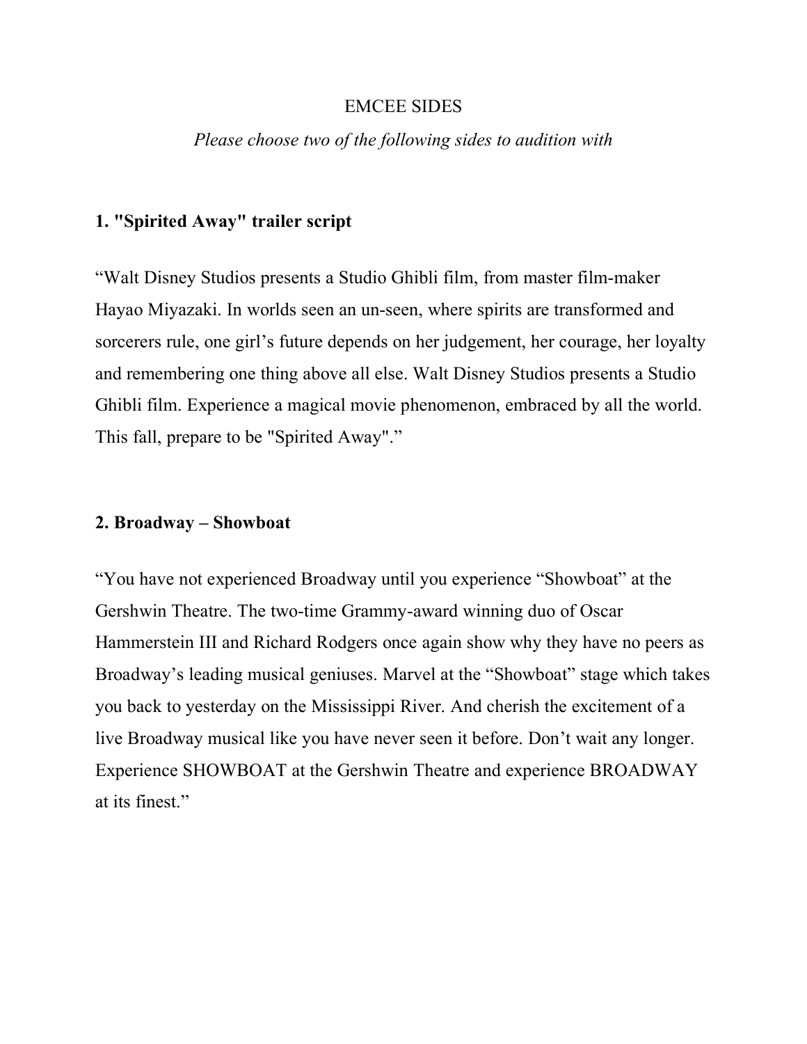EMCEE SIDES

*Please choose two of the following sides to audition with*

### 1. "Spirited Away" trailer script

"Walt Disney Studios presents a Studio Ghibli film, from master film-maker Hayao Miyazaki. In worlds seen an un-seen, where spirits are transformed and sorcerers rule, one girl's future depends on her judgement, her courage, her loyalty and remembering one thing above all else. Walt Disney Studios presents a Studio Ghibli film. Experience a magical movie phenomenon, embraced by all the world. This fall, prepare to be "Spirited Away"."

### 2. Broadway – Showboat

"You have not experienced Broadway until you experience "Showboat" at the Gershwin Theatre. The two-time Grammy-award winning duo of Oscar Hammerstein III and Richard Rodgers once again show why they have no peers as Broadway's leading musical geniuses. Marvel at the "Showboat" stage which takes you back to yesterday on the Mississippi River. And cherish the excitement of a live Broadway musical like you have never seen it before. Don't wait any longer. Experience SHOWBOAT at the Gershwin Theatre and experience BROADWAY at its finest."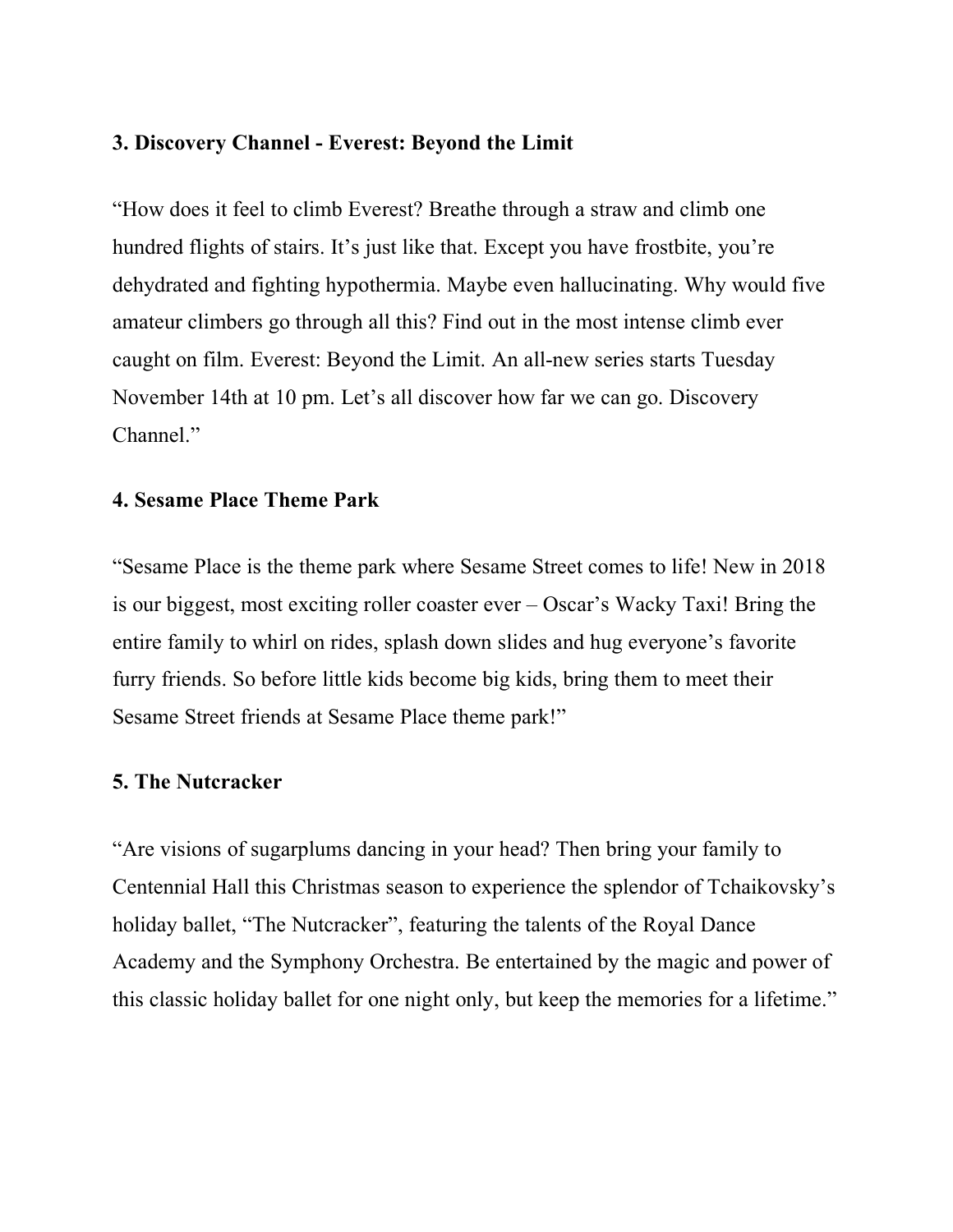**3. Discovery Channel - Everest: Beyond the Limit**

"How does it feel to climb Everest? Breathe through a straw and climb one hundred flights of stairs. It's just like that. Except you have frostbite, you're dehydrated and fighting hypothermia. Maybe even hallucinating. Why would five amateur climbers go through all this? Find out in the most intense climb ever caught on film. Everest: Beyond the Limit. An all-new series starts Tuesday November 14th at 10 pm. Let's all discover how far we can go. Discovery Channel."

**4. Sesame Place Theme Park**

"Sesame Place is the theme park where Sesame Street comes to life! New in 2018 is our biggest, most exciting roller coaster ever – Oscar's Wacky Taxi! Bring the entire family to whirl on rides, splash down slides and hug everyone's favorite furry friends. So before little kids become big kids, bring them to meet their Sesame Street friends at Sesame Place theme park!"

**5. The Nutcracker**

"Are visions of sugarplums dancing in your head? Then bring your family to Centennial Hall this Christmas season to experience the splendor of Tchaikovsky's holiday ballet, "The Nutcracker", featuring the talents of the Royal Dance Academy and the Symphony Orchestra. Be entertained by the magic and power of this classic holiday ballet for one night only, but keep the memories for a lifetime."